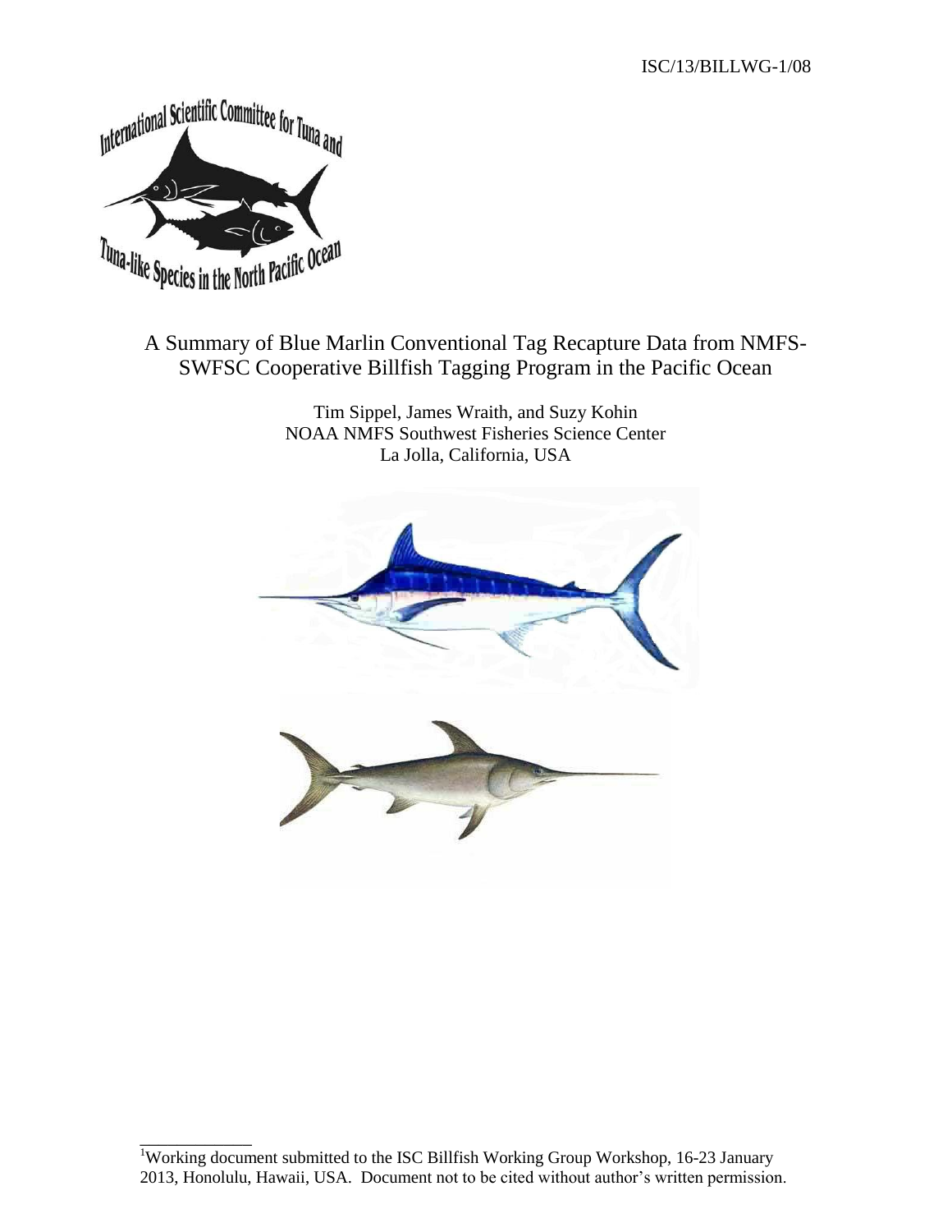ISC/13/BILLWG-1/08

# A Summary of Blue Marlin Conventional Tag Recapture Data from NMFS-SWFSC Cooperative Billfish Tagging Program in the Pacific Ocean

Tim Sippel, James Wraith, and Suzy Kohin
NOAA NMFS Southwest Fisheries Science Center
La Jolla, California, USA

[1]Working document submitted to the ISC Billfish Working Group Workshop, 16-23 January 2013, Honolulu, Hawaii, USA. Document not to be cited without author's written permission.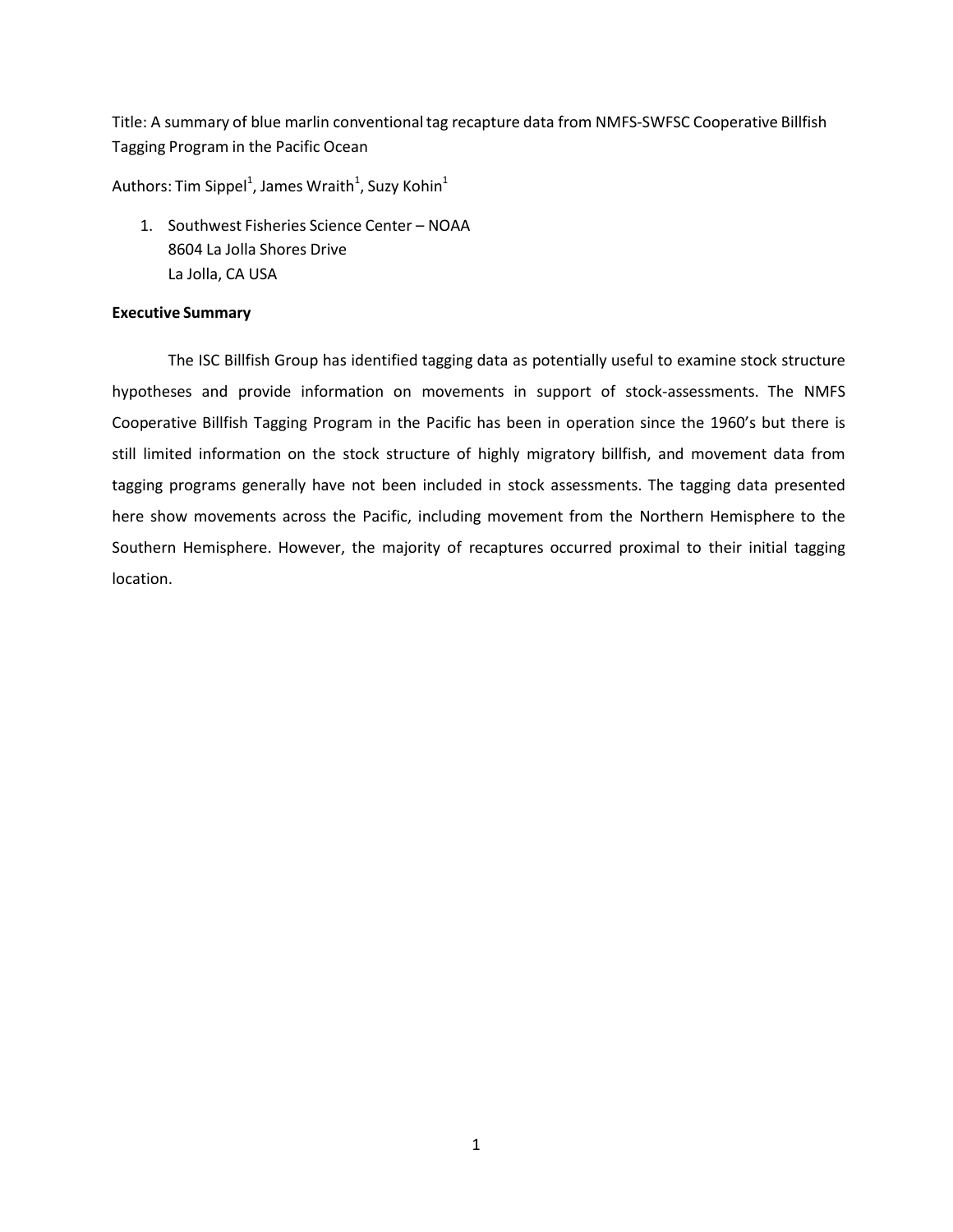Title: A summary of blue marlin conventional tag recapture data from NMFS-SWFSC Cooperative Billfish Tagging Program in the Pacific Ocean

Authors: Tim Sippel[1], James Wraith[1], Suzy Kohin[1]

1. Southwest Fisheries Science Center – NOAA
   8604 La Jolla Shores Drive
   La Jolla, CA USA

**Executive Summary**

The ISC Billfish Group has identified tagging data as potentially useful to examine stock structure hypotheses and provide information on movements in support of stock-assessments. The NMFS Cooperative Billfish Tagging Program in the Pacific has been in operation since the 1960's but there is still limited information on the stock structure of highly migratory billfish, and movement data from tagging programs generally have not been included in stock assessments. The tagging data presented here show movements across the Pacific, including movement from the Northern Hemisphere to the Southern Hemisphere. However, the majority of recaptures occurred proximal to their initial tagging location.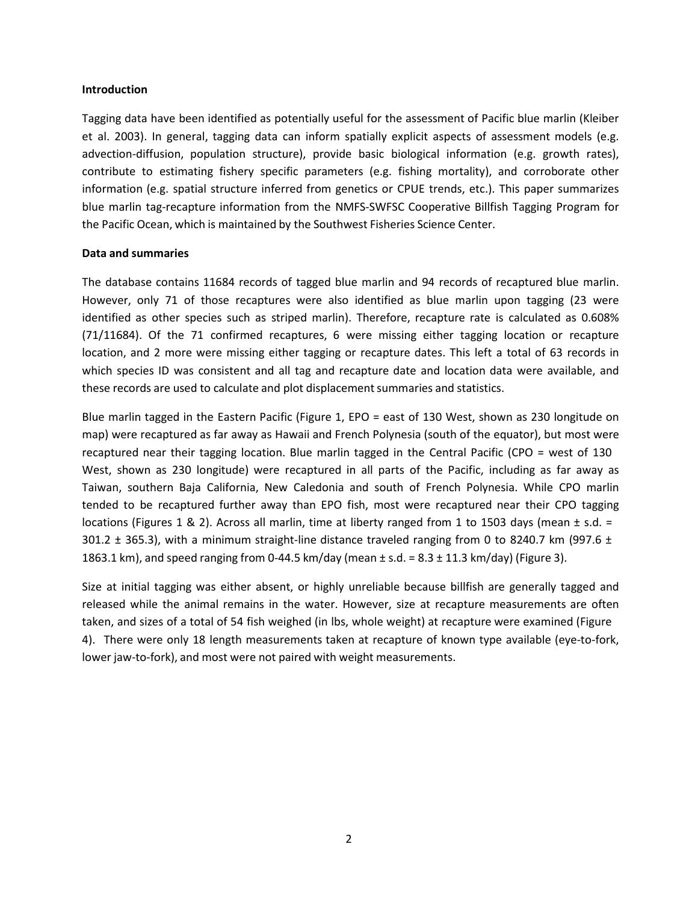## Introduction

Tagging data have been identified as potentially useful for the assessment of Pacific blue marlin (Kleiber et al. 2003). In general, tagging data can inform spatially explicit aspects of assessment models (e.g. advection-diffusion, population structure), provide basic biological information (e.g. growth rates), contribute to estimating fishery specific parameters (e.g. fishing mortality), and corroborate other information (e.g. spatial structure inferred from genetics or CPUE trends, etc.). This paper summarizes blue marlin tag-recapture information from the NMFS-SWFSC Cooperative Billfish Tagging Program for the Pacific Ocean, which is maintained by the Southwest Fisheries Science Center.

## Data and summaries

The database contains 11684 records of tagged blue marlin and 94 records of recaptured blue marlin. However, only 71 of those recaptures were also identified as blue marlin upon tagging (23 were identified as other species such as striped marlin). Therefore, recapture rate is calculated as 0.608% (71/11684). Of the 71 confirmed recaptures, 6 were missing either tagging location or recapture location, and 2 more were missing either tagging or recapture dates. This left a total of 63 records in which species ID was consistent and all tag and recapture date and location data were available, and these records are used to calculate and plot displacement summaries and statistics.

Blue marlin tagged in the Eastern Pacific (Figure 1, EPO = east of 130 West, shown as 230 longitude on map) were recaptured as far away as Hawaii and French Polynesia (south of the equator), but most were recaptured near their tagging location. Blue marlin tagged in the Central Pacific (CPO = west of 130 West, shown as 230 longitude) were recaptured in all parts of the Pacific, including as far away as Taiwan, southern Baja California, New Caledonia and south of French Polynesia. While CPO marlin tended to be recaptured further away than EPO fish, most were recaptured near their CPO tagging locations (Figures 1 & 2). Across all marlin, time at liberty ranged from 1 to 1503 days (mean ± s.d. = 301.2 ± 365.3), with a minimum straight-line distance traveled ranging from 0 to 8240.7 km (997.6 ± 1863.1 km), and speed ranging from 0-44.5 km/day (mean ± s.d. = 8.3 ± 11.3 km/day) (Figure 3).

Size at initial tagging was either absent, or highly unreliable because billfish are generally tagged and released while the animal remains in the water. However, size at recapture measurements are often taken, and sizes of a total of 54 fish weighed (in lbs, whole weight) at recapture were examined (Figure 4). There were only 18 length measurements taken at recapture of known type available (eye-to-fork, lower jaw-to-fork), and most were not paired with weight measurements.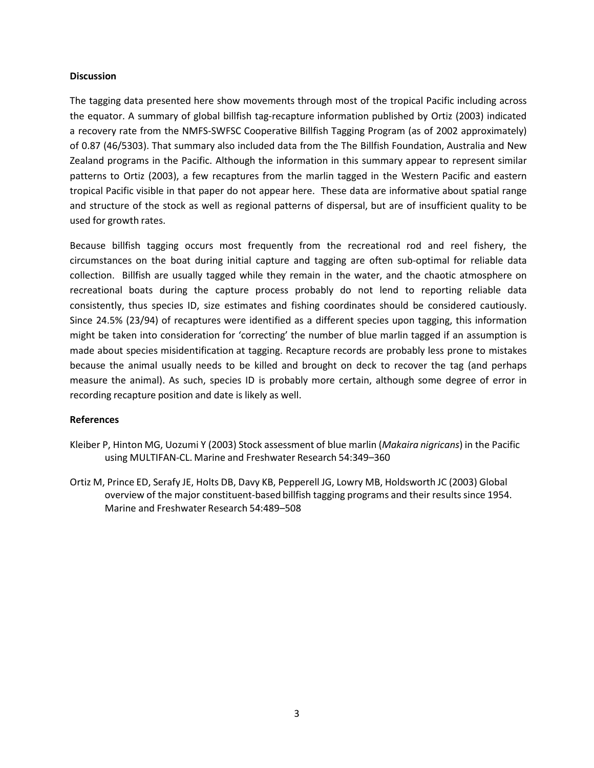**Discussion**

The tagging data presented here show movements through most of the tropical Pacific including across the equator. A summary of global billfish tag-recapture information published by Ortiz (2003) indicated a recovery rate from the NMFS-SWFSC Cooperative Billfish Tagging Program (as of 2002 approximately) of 0.87 (46/5303). That summary also included data from the The Billfish Foundation, Australia and New Zealand programs in the Pacific. Although the information in this summary appear to represent similar patterns to Ortiz (2003), a few recaptures from the marlin tagged in the Western Pacific and eastern tropical Pacific visible in that paper do not appear here. These data are informative about spatial range and structure of the stock as well as regional patterns of dispersal, but are of insufficient quality to be used for growth rates.

Because billfish tagging occurs most frequently from the recreational rod and reel fishery, the circumstances on the boat during initial capture and tagging are often sub-optimal for reliable data collection. Billfish are usually tagged while they remain in the water, and the chaotic atmosphere on recreational boats during the capture process probably do not lend to reporting reliable data consistently, thus species ID, size estimates and fishing coordinates should be considered cautiously. Since 24.5% (23/94) of recaptures were identified as a different species upon tagging, this information might be taken into consideration for 'correcting' the number of blue marlin tagged if an assumption is made about species misidentification at tagging. Recapture records are probably less prone to mistakes because the animal usually needs to be killed and brought on deck to recover the tag (and perhaps measure the animal). As such, species ID is probably more certain, although some degree of error in recording recapture position and date is likely as well.

**References**

Kleiber P, Hinton MG, Uozumi Y (2003) Stock assessment of blue marlin (*Makaira nigricans*) in the Pacific using MULTIFAN-CL. Marine and Freshwater Research 54:349–360

Ortiz M, Prince ED, Serafy JE, Holts DB, Davy KB, Pepperell JG, Lowry MB, Holdsworth JC (2003) Global overview of the major constituent-based billfish tagging programs and their results since 1954. Marine and Freshwater Research 54:489–508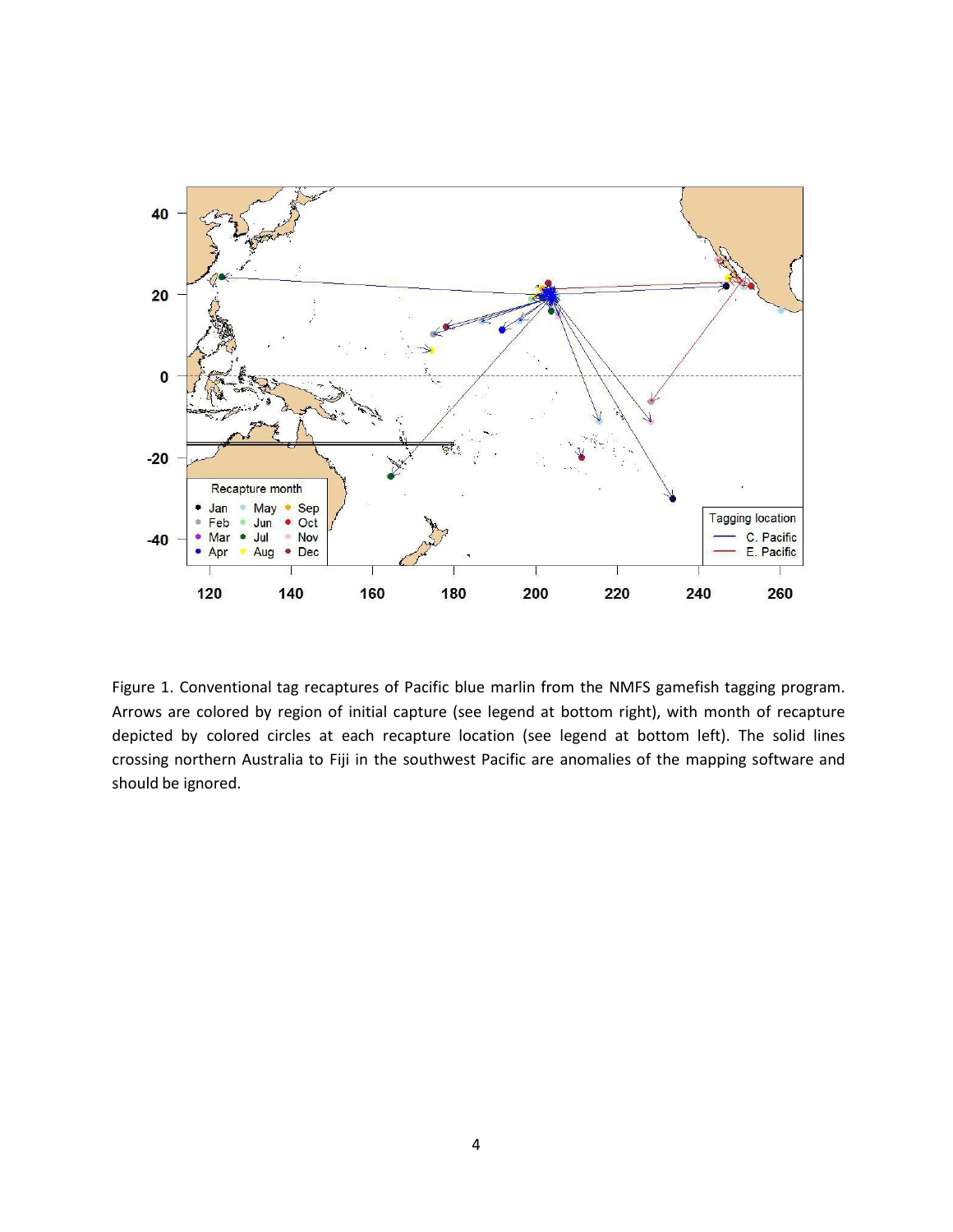Figure 1. Conventional tag recaptures of Pacific blue marlin from the NMFS gamefish tagging program. Arrows are colored by region of initial capture (see legend at bottom right), with month of recapture depicted by colored circles at each recapture location (see legend at bottom left). The solid lines crossing northern Australia to Fiji in the southwest Pacific are anomalies of the mapping software and should be ignored.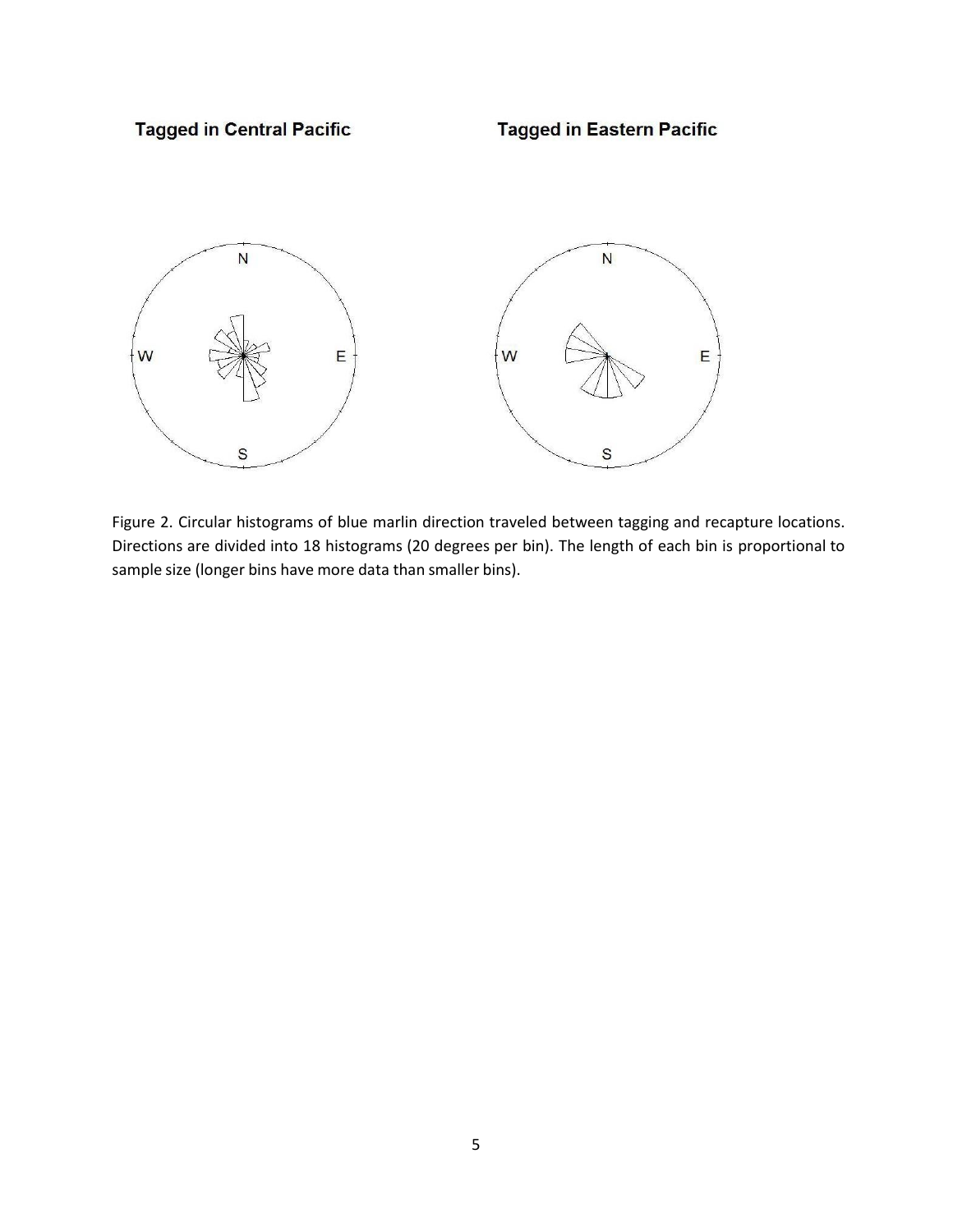**Tagged in Central Pacific** **Tagged in Eastern Pacific**

N

W E

S

N

W E

S

Figure 2. Circular histograms of blue marlin direction traveled between tagging and recapture locations. Directions are divided into 18 histograms (20 degrees per bin). The length of each bin is proportional to sample size (longer bins have more data than smaller bins).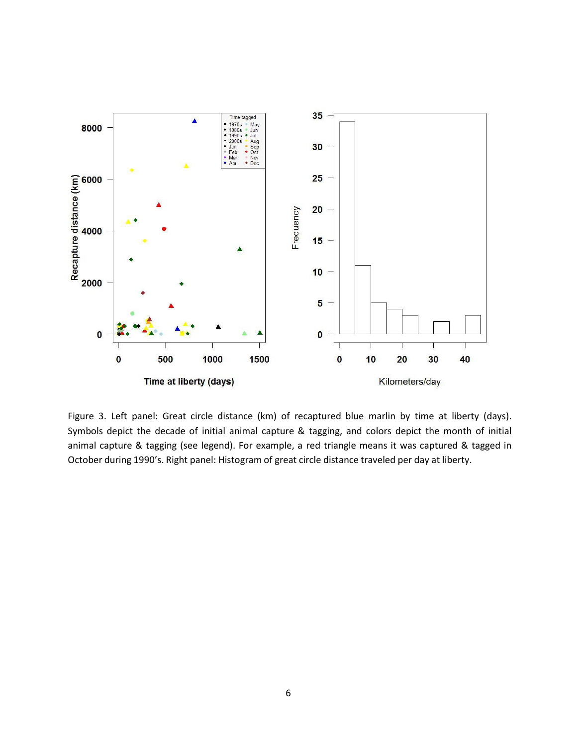Figure 3. Left panel: Great circle distance (km) of recaptured blue marlin by time at liberty (days). Symbols depict the decade of initial animal capture & tagging, and colors depict the month of initial animal capture & tagging (see legend). For example, a red triangle means it was captured & tagged in October during 1990's. Right panel: Histogram of great circle distance traveled per day at liberty.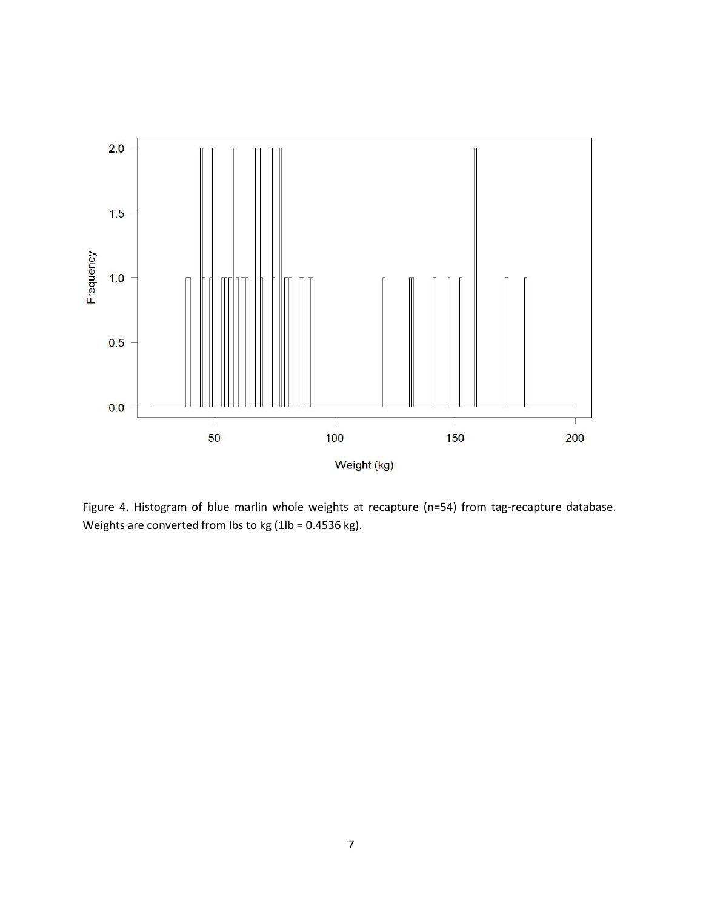2.0

1.5

1.0

0.5

0.0

Frequency

50

100

150

200

Weight (kg)

Figure 4. Histogram of blue marlin whole weights at recapture (n=54) from tag-recapture database. Weights are converted from lbs to kg (1lb = 0.4536 kg).